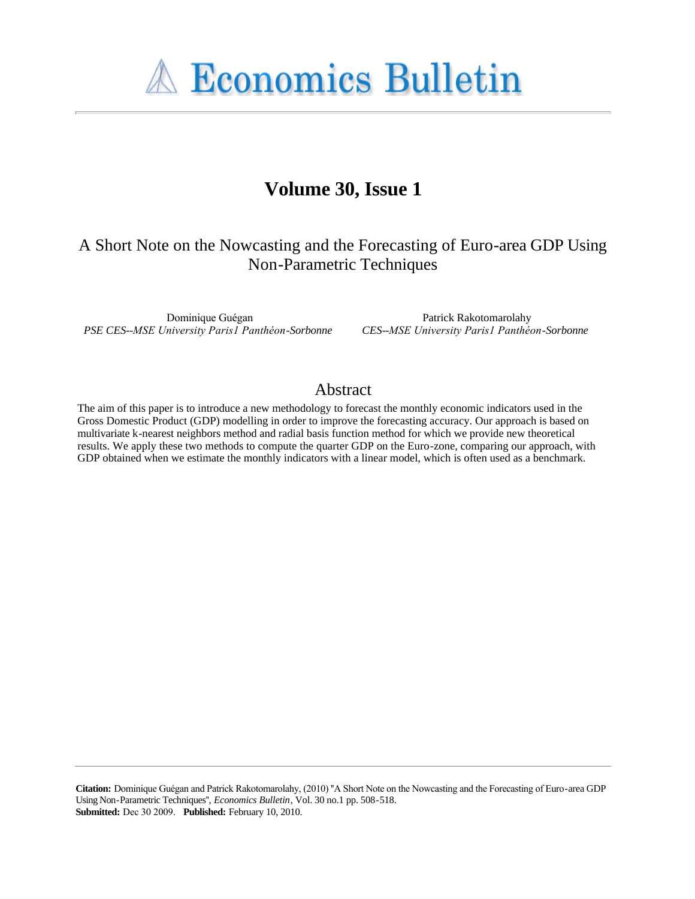# Economics Bulletin

## Volume 30, Issue 1

# A Short Note on the Nowcasting and the Forecasting of Euro-area GDP Using Non-Parametric Techniques

Dominique Guégan
*PSE CES--MSE University Paris1 Panthéon-Sorbonne*

Patrick Rakotomarolahy
*CES--MSE University Paris1 Panthéon-Sorbonne*

## Abstract

The aim of this paper is to introduce a new methodology to forecast the monthly economic indicators used in the Gross Domestic Product (GDP) modelling in order to improve the forecasting accuracy. Our approach is based on multivariate k-nearest neighbors method and radial basis function method for which we provide new theoretical results. We apply these two methods to compute the quarter GDP on the Euro-zone, comparing our approach, with GDP obtained when we estimate the monthly indicators with a linear model, which is often used as a benchmark.

**Citation:** Dominique Guégan and Patrick Rakotomarolahy, (2010) "A Short Note on the Nowcasting and the Forecasting of Euro-area GDP Using Non-Parametric Techniques", *Economics Bulletin*, Vol. 30 no.1 pp. 508-518.
**Submitted:** Dec 30 2009. **Published:** February 10, 2010.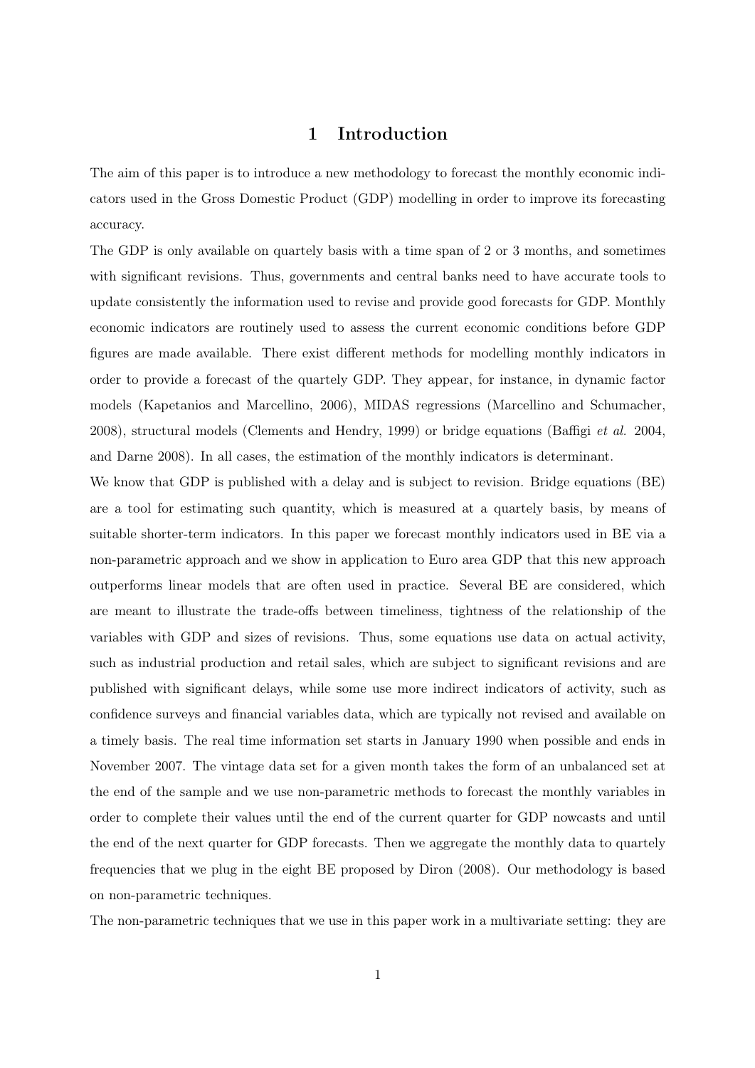# 1 Introduction

The aim of this paper is to introduce a new methodology to forecast the monthly economic indicators used in the Gross Domestic Product (GDP) modelling in order to improve its forecasting accuracy.

The GDP is only available on quartely basis with a time span of 2 or 3 months, and sometimes with significant revisions. Thus, governments and central banks need to have accurate tools to update consistently the information used to revise and provide good forecasts for GDP. Monthly economic indicators are routinely used to assess the current economic conditions before GDP figures are made available. There exist different methods for modelling monthly indicators in order to provide a forecast of the quartely GDP. They appear, for instance, in dynamic factor models (Kapetanios and Marcellino, 2006), MIDAS regressions (Marcellino and Schumacher, 2008), structural models (Clements and Hendry, 1999) or bridge equations (Baffigi *et al.* 2004, and Darne 2008). In all cases, the estimation of the monthly indicators is determinant.

We know that GDP is published with a delay and is subject to revision. Bridge equations (BE) are a tool for estimating such quantity, which is measured at a quartely basis, by means of suitable shorter-term indicators. In this paper we forecast monthly indicators used in BE via a non-parametric approach and we show in application to Euro area GDP that this new approach outperforms linear models that are often used in practice. Several BE are considered, which are meant to illustrate the trade-offs between timeliness, tightness of the relationship of the variables with GDP and sizes of revisions. Thus, some equations use data on actual activity, such as industrial production and retail sales, which are subject to significant revisions and are published with significant delays, while some use more indirect indicators of activity, such as confidence surveys and financial variables data, which are typically not revised and available on a timely basis. The real time information set starts in January 1990 when possible and ends in November 2007. The vintage data set for a given month takes the form of an unbalanced set at the end of the sample and we use non-parametric methods to forecast the monthly variables in order to complete their values until the end of the current quarter for GDP nowcasts and until the end of the next quarter for GDP forecasts. Then we aggregate the monthly data to quartely frequencies that we plug in the eight BE proposed by Diron (2008). Our methodology is based on non-parametric techniques.

The non-parametric techniques that we use in this paper work in a multivariate setting: they are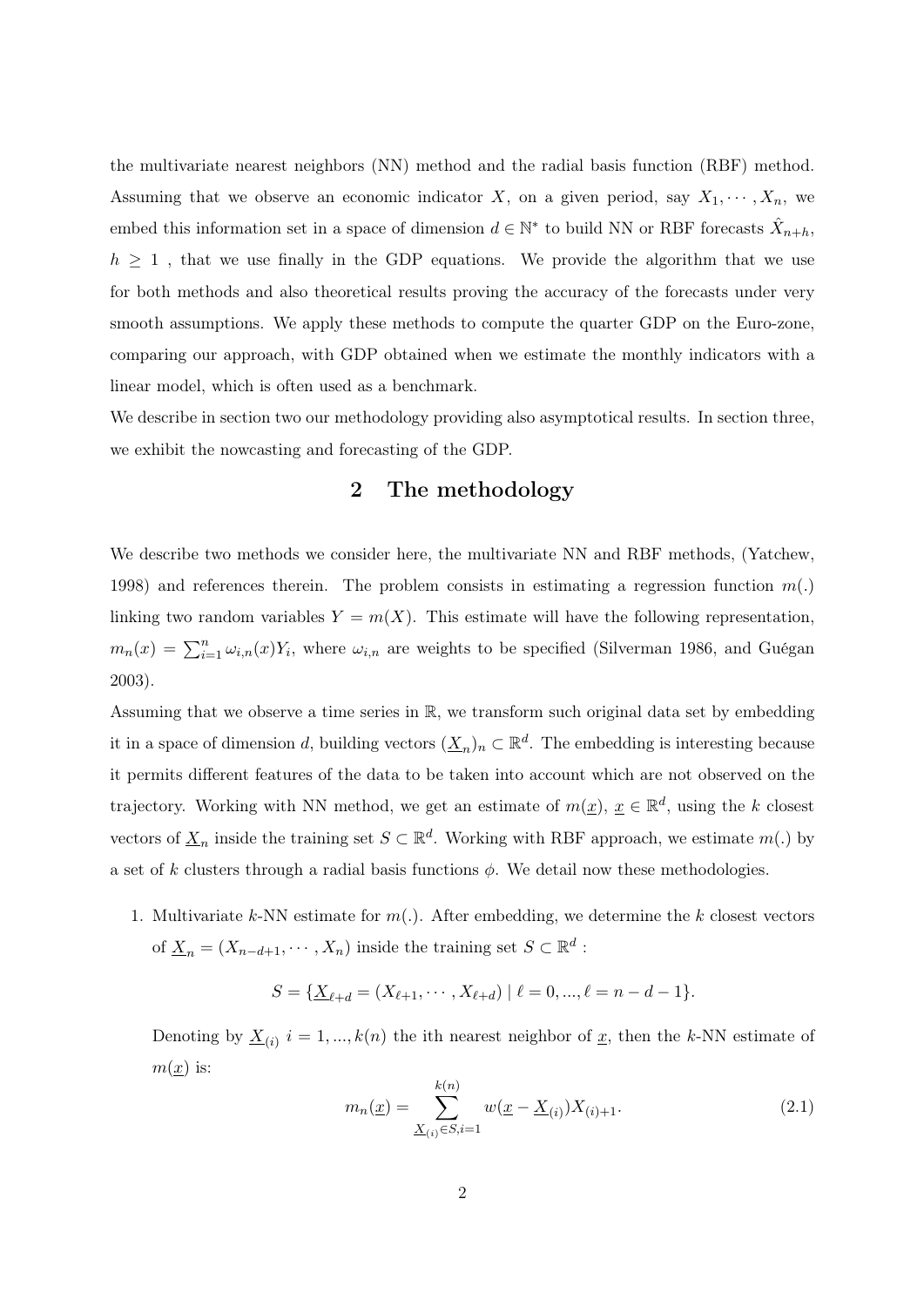the multivariate nearest neighbors (NN) method and the radial basis function (RBF) method. Assuming that we observe an economic indicator $X$, on a given period, say $X_1, \cdots, X_n$, we embed this information set in a space of dimension $d \in \mathbb{N}^*$ to build NN or RBF forecasts $\hat{X}_{n+h}$, $h \geq 1$ , that we use finally in the GDP equations. We provide the algorithm that we use for both methods and also theoretical results proving the accuracy of the forecasts under very smooth assumptions. We apply these methods to compute the quarter GDP on the Euro-zone, comparing our approach, with GDP obtained when we estimate the monthly indicators with a linear model, which is often used as a benchmark.

We describe in section two our methodology providing also asymptotical results. In section three, we exhibit the nowcasting and forecasting of the GDP.

## 2 The methodology

We describe two methods we consider here, the multivariate NN and RBF methods, (Yatchew, 1998) and references therein. The problem consists in estimating a regression function $m(.)$ linking two random variables $Y = m(X)$. This estimate will have the following representation, $m_n(x) = \sum_{i=1}^{n} \omega_{i,n}(x) Y_i$, where $\omega_{i,n}$ are weights to be specified (Silverman 1986, and Guégan 2003).

Assuming that we observe a time series in $\mathbb{R}$, we transform such original data set by embedding it in a space of dimension $d$, building vectors $(\underline{X}_n)_n \subset \mathbb{R}^d$. The embedding is interesting because it permits different features of the data to be taken into account which are not observed on the trajectory. Working with NN method, we get an estimate of $m(\underline{x})$, $\underline{x} \in \mathbb{R}^d$, using the $k$ closest vectors of $\underline{X}_n$ inside the training set $S \subset \mathbb{R}^d$. Working with RBF approach, we estimate $m(.)$ by a set of $k$ clusters through a radial basis functions $\phi$. We detail now these methodologies.

1. Multivariate $k$-NN estimate for $m(.)$. After embedding, we determine the $k$ closest vectors of $\underline{X}_n = (X_{n-d+1}, \cdots, X_n)$ inside the training set $S \subset \mathbb{R}^d$ :

$$S = \{\underline{X}_{\ell+d} = (X_{\ell+1}, \cdots, X_{\ell+d}) \mid \ell = 0, ..., \ell = n - d - 1\}.$$

   Denoting by $\underline{X}_{(i)}$ $i = 1, ..., k(n)$ the ith nearest neighbor of $\underline{x}$, then the $k$-NN estimate of $m(\underline{x})$ is:

$$m_n(\underline{x}) = \sum_{\underline{X}_{(i)} \in S, i=1}^{k(n)} w(\underline{x} - \underline{X}_{(i)}) X_{(i)+1}. \tag{2.1}$$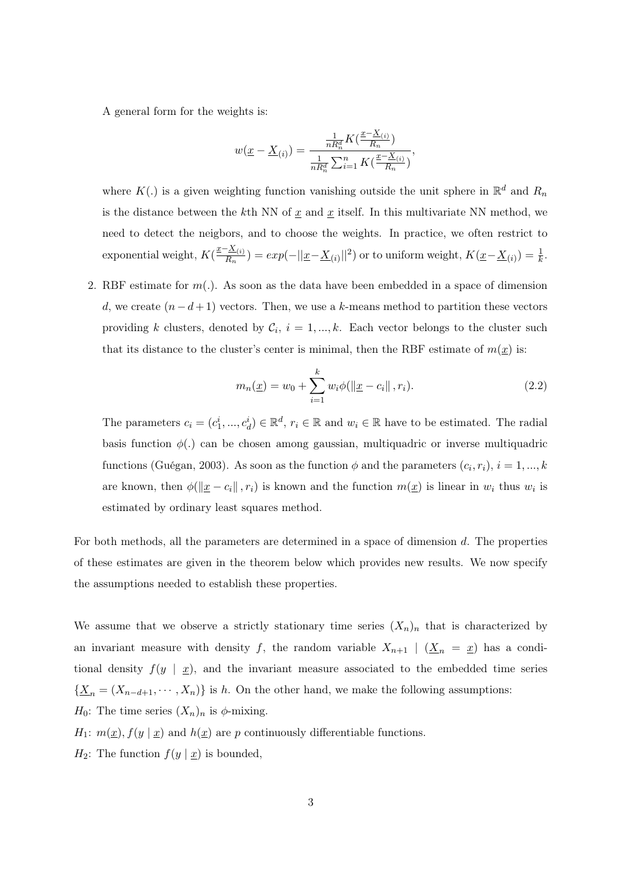A general form for the weights is:

$$w(\underline{x} - \underline{X}_{(i)}) = \frac{\frac{1}{nR_n^d} K(\frac{\underline{x}-\underline{X}_{(i)}}{R_n})}{\frac{1}{nR_n^d}\sum_{i=1}^n K(\frac{\underline{x}-\underline{X}_{(i)}}{R_n})},$$

where $K(.)$ is a given weighting function vanishing outside the unit sphere in $\mathbb{R}^d$ and $R_n$ is the distance between the $k$th NN of $\underline{x}$ and $\underline{x}$ itself. In this multivariate NN method, we need to detect the neigbors, and to choose the weights. In practice, we often restrict to exponential weight, $K(\frac{\underline{x}-\underline{X}_{(i)}}{R_n}) = exp(-||\underline{x}-\underline{X}_{(i)}||^2)$ or to uniform weight, $K(\underline{x}-\underline{X}_{(i)}) = \frac{1}{k}$.

2. RBF estimate for $m(.)$. As soon as the data have been embedded in a space of dimension $d$, we create $(n-d+1)$ vectors. Then, we use a $k$-means method to partition these vectors providing $k$ clusters, denoted by $\mathcal{C}_i$, $i = 1, ..., k$. Each vector belongs to the cluster such that its distance to the cluster's center is minimal, then the RBF estimate of $m(\underline{x})$ is:

$$m_n(\underline{x}) = w_0 + \sum_{i=1}^{k} w_i \phi(\|\underline{x} - c_i\|, r_i). \tag{2.2}$$

The parameters $c_i = (c_1^i, ..., c_d^i) \in \mathbb{R}^d$, $r_i \in \mathbb{R}$ and $w_i \in \mathbb{R}$ have to be estimated. The radial basis function $\phi(.)$ can be chosen among gaussian, multiquadric or inverse multiquadric functions (Guégan, 2003). As soon as the function $\phi$ and the parameters $(c_i, r_i)$, $i = 1, ..., k$ are known, then $\phi(\|\underline{x} - c_i\|, r_i)$ is known and the function $m(\underline{x})$ is linear in $w_i$ thus $w_i$ is estimated by ordinary least squares method.

For both methods, all the parameters are determined in a space of dimension $d$. The properties of these estimates are given in the theorem below which provides new results. We now specify the assumptions needed to establish these properties.

We assume that we observe a strictly stationary time series $(X_n)_n$ that is characterized by an invariant measure with density $f$, the random variable $X_{n+1} \mid (\underline{X}_n = \underline{x})$ has a conditional density $f(y \mid \underline{x})$, and the invariant measure associated to the embedded time series $\{\underline{X}_n = (X_{n-d+1}, \cdots, X_n)\}$ is $h$. On the other hand, we make the following assumptions:

$H_0$: The time series $(X_n)_n$ is $\phi$-mixing.

$H_1$: $m(\underline{x}), f(y \mid \underline{x})$ and $h(\underline{x})$ are $p$ continuously differentiable functions.

$H_2$: The function $f(y \mid \underline{x})$ is bounded,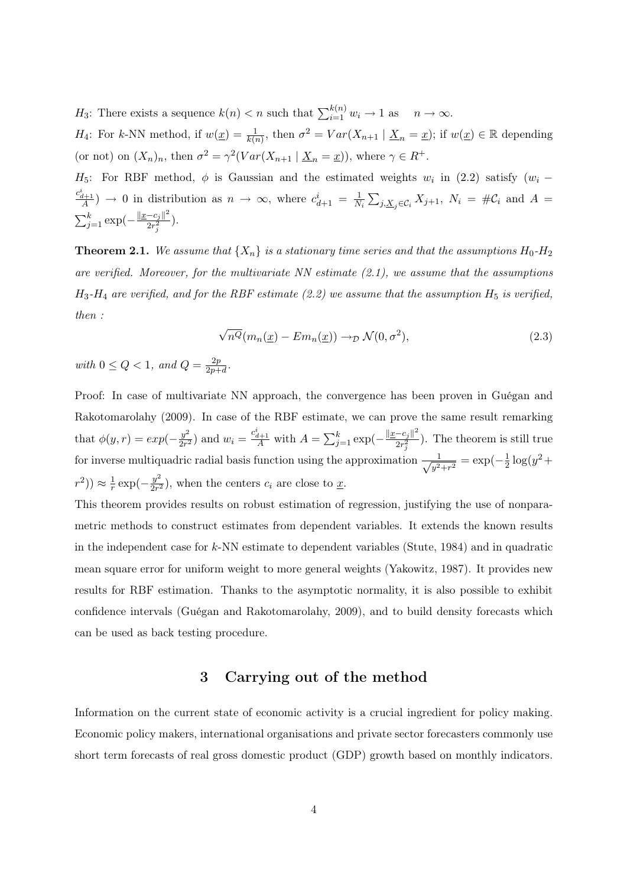$H_3$: There exists a sequence $k(n) < n$ such that $\sum_{i=1}^{k(n)} w_i \to 1$ as $\quad n \to \infty$.

$H_4$: For $k$-NN method, if $w(\underline{x}) = \frac{1}{k(n)}$, then $\sigma^2 = Var(X_{n+1} \mid \underline{X}_n = \underline{x})$; if $w(\underline{x}) \in \mathbb{R}$ depending (or not) on $(X_n)_n$, then $\sigma^2 = \gamma^2(Var(X_{n+1} \mid \underline{X}_n = \underline{x}))$, where $\gamma \in R^+$.

$H_5$: For RBF method, $\phi$ is Gaussian and the estimated weights $w_i$ in (2.2) satisfy $(w_i - \frac{c^i_{d+1}}{A}) \to 0$ in distribution as $n \to \infty$, where $c^i_{d+1} = \frac{1}{N_i} \sum_{j, \underline{X}_j \in \mathcal{C}_i} X_{j+1}$, $N_i = \#\mathcal{C}_i$ and $A = \sum_{j=1}^{k} \exp(-\frac{\|\underline{x}-c_j\|^2}{2r_j^2})$.

**Theorem 2.1.** *We assume that $\{X_n\}$ is a stationary time series and that the assumptions $H_0$-$H_2$ are verified. Moreover, for the multivariate NN estimate (2.1), we assume that the assumptions $H_3$-$H_4$ are verified, and for the RBF estimate (2.2) we assume that the assumption $H_5$ is verified, then :*

$$\sqrt{n^Q}(m_n(\underline{x}) - Em_n(\underline{x})) \to_{\mathcal{D}} \mathcal{N}(0, \sigma^2), \tag{2.3}$$

*with $0 \leq Q < 1$, and $Q = \frac{2p}{2p+d}$.*

Proof: In case of multivariate NN approach, the convergence has been proven in Guégan and Rakotomarolahy (2009). In case of the RBF estimate, we can prove the same result remarking that $\phi(y, r) = exp(-\frac{y^2}{2r^2})$ and $w_i = \frac{c^i_{d+1}}{A}$ with $A = \sum_{j=1}^{k} \exp(-\frac{\|\underline{x}-c_j\|^2}{2r_j^2})$. The theorem is still true for inverse multiquadric radial basis function using the approximation $\frac{1}{\sqrt{y^2+r^2}} = \exp(-\frac{1}{2}\log(y^2 + r^2)) \approx \frac{1}{r}\exp(-\frac{y^2}{2r^2})$, when the centers $c_i$ are close to $\underline{x}$.

This theorem provides results on robust estimation of regression, justifying the use of nonparametric methods to construct estimates from dependent variables. It extends the known results in the independent case for $k$-NN estimate to dependent variables (Stute, 1984) and in quadratic mean square error for uniform weight to more general weights (Yakowitz, 1987). It provides new results for RBF estimation. Thanks to the asymptotic normality, it is also possible to exhibit confidence intervals (Guégan and Rakotomarolahy, 2009), and to build density forecasts which can be used as back testing procedure.

## 3 Carrying out of the method

Information on the current state of economic activity is a crucial ingredient for policy making. Economic policy makers, international organisations and private sector forecasters commonly use short term forecasts of real gross domestic product (GDP) growth based on monthly indicators.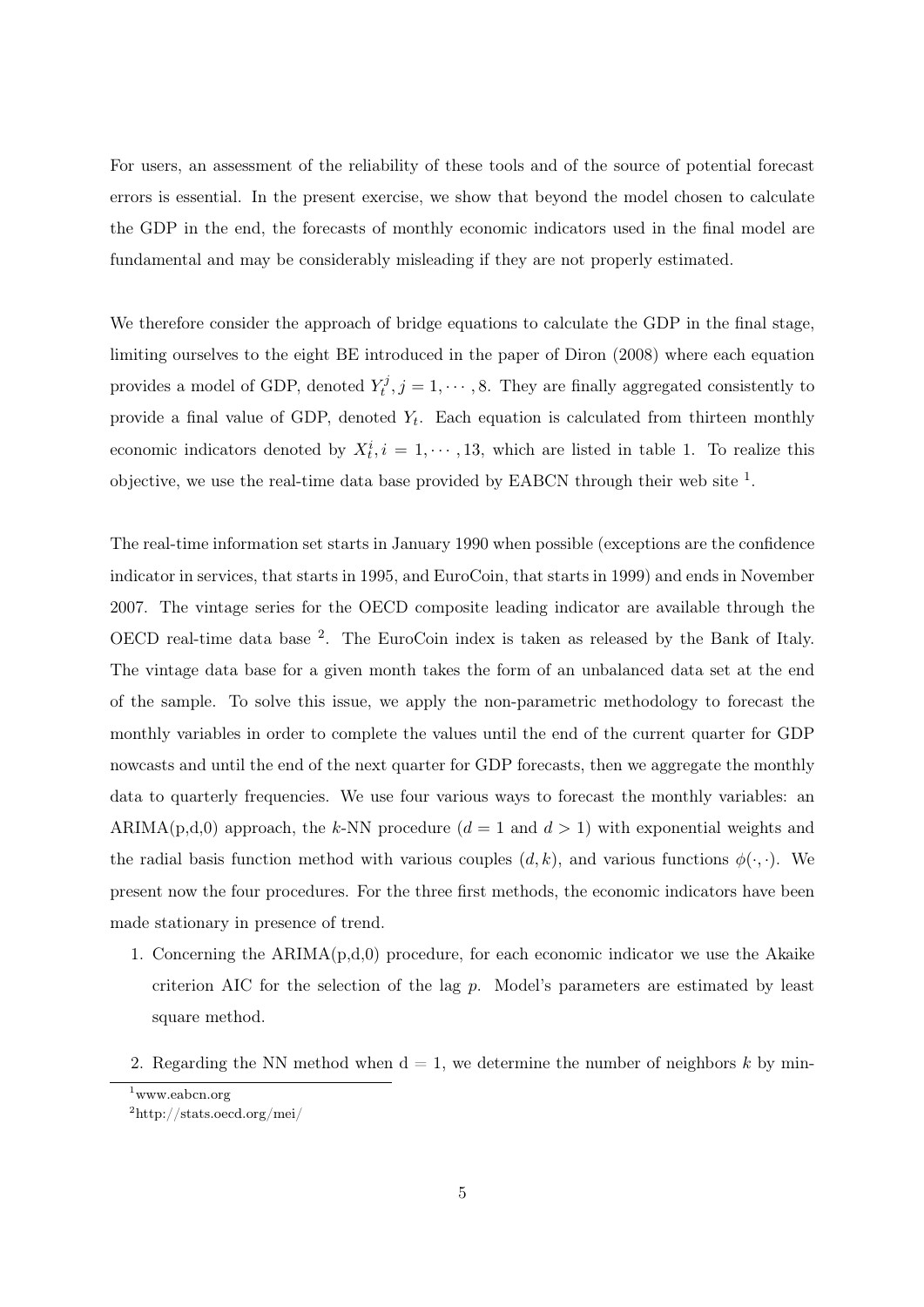For users, an assessment of the reliability of these tools and of the source of potential forecast errors is essential. In the present exercise, we show that beyond the model chosen to calculate the GDP in the end, the forecasts of monthly economic indicators used in the final model are fundamental and may be considerably misleading if they are not properly estimated.

We therefore consider the approach of bridge equations to calculate the GDP in the final stage, limiting ourselves to the eight BE introduced in the paper of Diron (2008) where each equation provides a model of GDP, denoted $Y_t^j, j = 1, \cdots, 8$. They are finally aggregated consistently to provide a final value of GDP, denoted $Y_t$. Each equation is calculated from thirteen monthly economic indicators denoted by $X_t^i, i = 1, \cdots, 13$, which are listed in table 1. To realize this objective, we use the real-time data base provided by EABCN through their web site [1].

The real-time information set starts in January 1990 when possible (exceptions are the confidence indicator in services, that starts in 1995, and EuroCoin, that starts in 1999) and ends in November 2007. The vintage series for the OECD composite leading indicator are available through the OECD real-time data base [2]. The EuroCoin index is taken as released by the Bank of Italy. The vintage data base for a given month takes the form of an unbalanced data set at the end of the sample. To solve this issue, we apply the non-parametric methodology to forecast the monthly variables in order to complete the values until the end of the current quarter for GDP nowcasts and until the end of the next quarter for GDP forecasts, then we aggregate the monthly data to quarterly frequencies. We use four various ways to forecast the monthly variables: an ARIMA(p,d,0) approach, the $k$-NN procedure ($d = 1$ and $d > 1$) with exponential weights and the radial basis function method with various couples $(d, k)$, and various functions $\phi(\cdot, \cdot)$. We present now the four procedures. For the three first methods, the economic indicators have been made stationary in presence of trend.

1. Concerning the ARIMA(p,d,0) procedure, for each economic indicator we use the Akaike criterion AIC for the selection of the lag $p$. Model's parameters are estimated by least square method.

2. Regarding the NN method when d = 1, we determine the number of neighbors $k$ by min-

[1] www.eabcn.org

[2] http://stats.oecd.org/mei/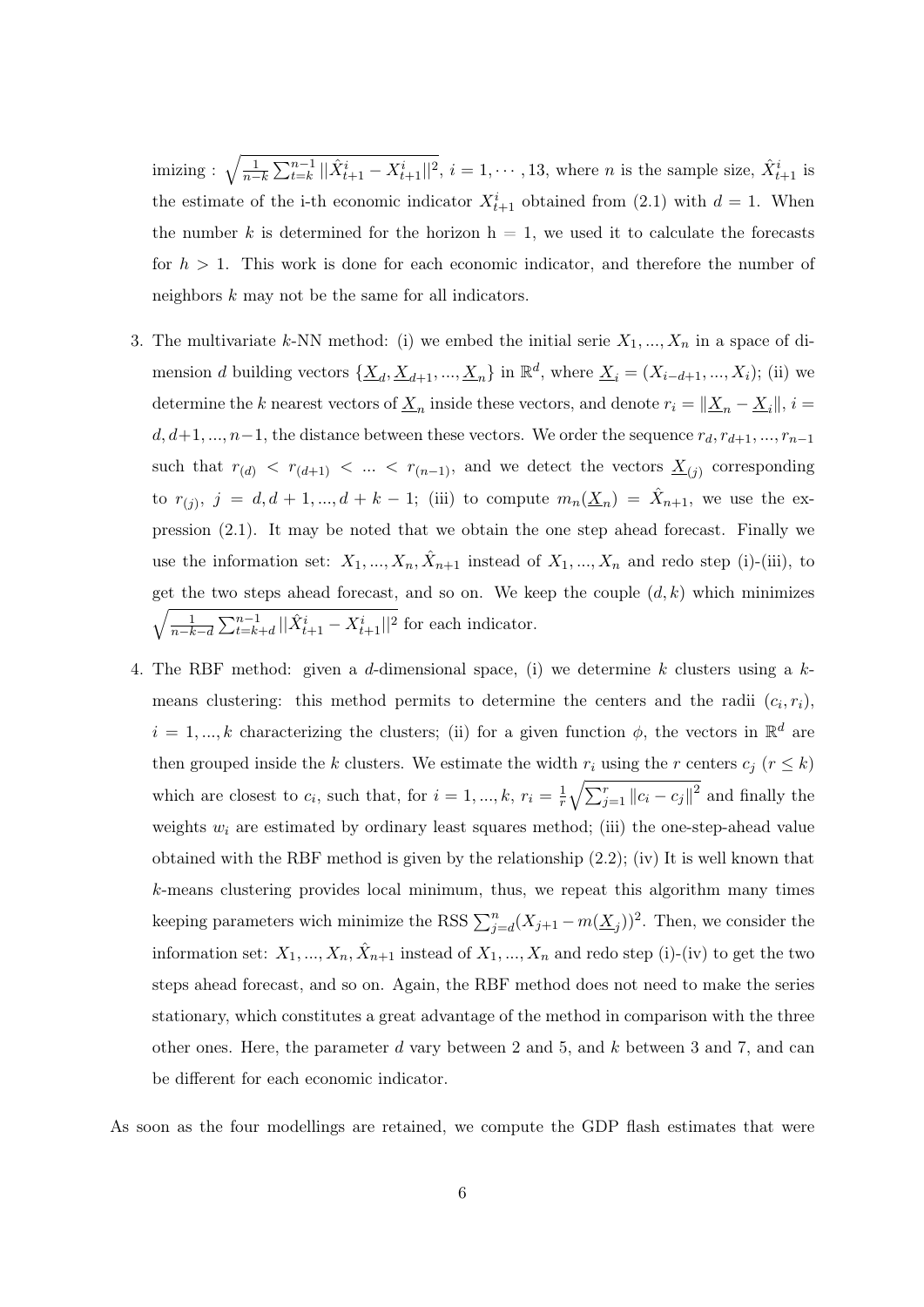imizing : $\sqrt{\frac{1}{n-k}\sum_{t=k}^{n-1}||\hat{X}_{t+1}^i - X_{t+1}^i||^2}$, $i = 1, \cdots, 13$, where $n$ is the sample size, $\hat{X}_{t+1}^i$ is the estimate of the i-th economic indicator $X_{t+1}^i$ obtained from (2.1) with $d = 1$. When the number $k$ is determined for the horizon h = 1, we used it to calculate the forecasts for $h > 1$. This work is done for each economic indicator, and therefore the number of neighbors $k$ may not be the same for all indicators.

3. The multivariate $k$-NN method: (i) we embed the initial serie $X_1, ..., X_n$ in a space of dimension $d$ building vectors $\{\underline{X}_d, \underline{X}_{d+1}, ..., \underline{X}_n\}$ in $\mathbb{R}^d$, where $\underline{X}_i = (X_{i-d+1}, ..., X_i)$; (ii) we determine the $k$ nearest vectors of $\underline{X}_n$ inside these vectors, and denote $r_i = \|\underline{X}_n - \underline{X}_i\|$, $i = d, d+1, ..., n-1$, the distance between these vectors. We order the sequence $r_d, r_{d+1}, ..., r_{n-1}$ such that $r_{(d)} < r_{(d+1)} < ... < r_{(n-1)}$, and we detect the vectors $\underline{X}_{(j)}$ corresponding to $r_{(j)}$, $j = d, d+1, ..., d+k-1$; (iii) to compute $m_n(\underline{X}_n) = \hat{X}_{n+1}$, we use the expression (2.1). It may be noted that we obtain the one step ahead forecast. Finally we use the information set: $X_1, ..., X_n, \hat{X}_{n+1}$ instead of $X_1, ..., X_n$ and redo step (i)-(iii), to get the two steps ahead forecast, and so on. We keep the couple $(d, k)$ which minimizes $\sqrt{\frac{1}{n-k-d}\sum_{t=k+d}^{n-1}||\hat{X}_{t+1}^i - X_{t+1}^i||^2}$ for each indicator.

4. The RBF method: given a $d$-dimensional space, (i) we determine $k$ clusters using a $k$-means clustering: this method permits to determine the centers and the radii $(c_i, r_i)$, $i = 1, ..., k$ characterizing the clusters; (ii) for a given function $\phi$, the vectors in $\mathbb{R}^d$ are then grouped inside the $k$ clusters. We estimate the width $r_i$ using the $r$ centers $c_j$ $(r \leq k)$ which are closest to $c_i$, such that, for $i = 1, ..., k$, $r_i = \frac{1}{r}\sqrt{\sum_{j=1}^{r}\|c_i - c_j\|^2}$ and finally the weights $w_i$ are estimated by ordinary least squares method; (iii) the one-step-ahead value obtained with the RBF method is given by the relationship (2.2); (iv) It is well known that $k$-means clustering provides local minimum, thus, we repeat this algorithm many times keeping parameters wich minimize the RSS $\sum_{j=d}^{n}(X_{j+1} - m(\underline{X}_j))^2$. Then, we consider the information set: $X_1, ..., X_n, \hat{X}_{n+1}$ instead of $X_1, ..., X_n$ and redo step (i)-(iv) to get the two steps ahead forecast, and so on. Again, the RBF method does not need to make the series stationary, which constitutes a great advantage of the method in comparison with the three other ones. Here, the parameter $d$ vary between 2 and 5, and $k$ between 3 and 7, and can be different for each economic indicator.

As soon as the four modellings are retained, we compute the GDP flash estimates that were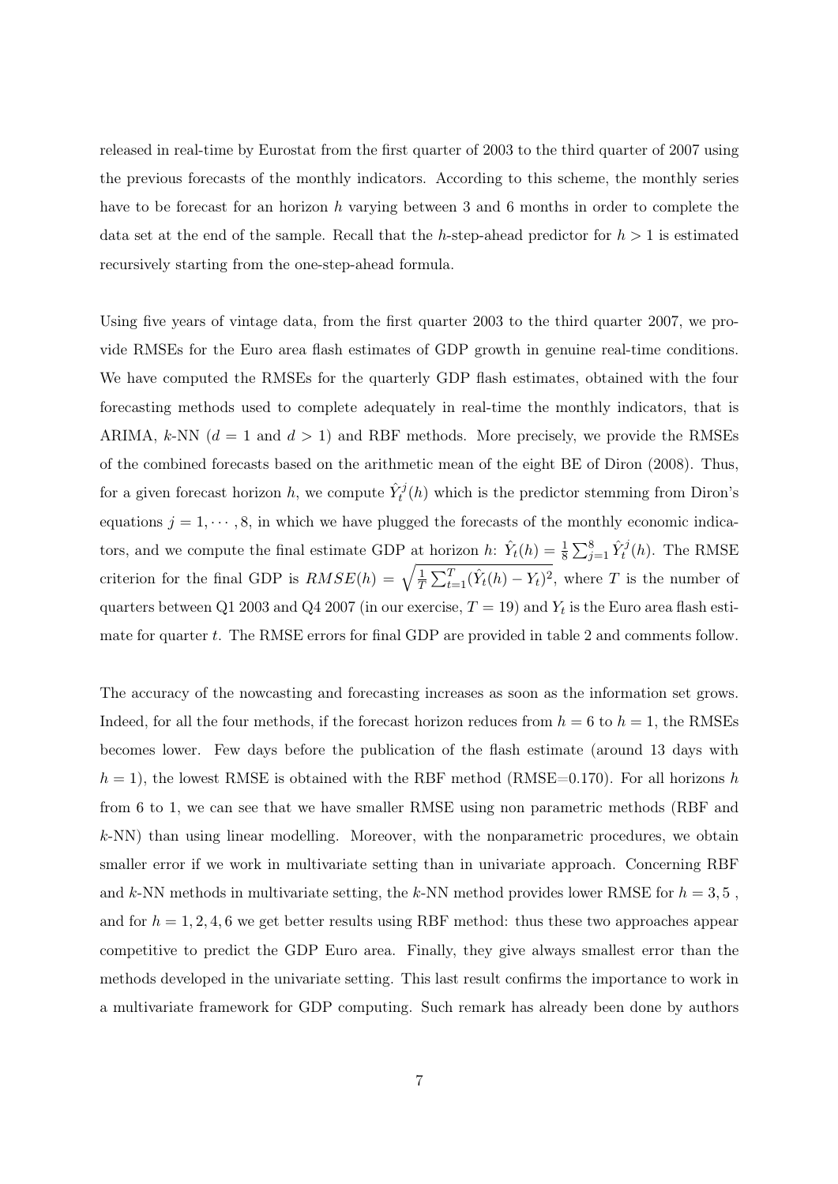released in real-time by Eurostat from the first quarter of 2003 to the third quarter of 2007 using the previous forecasts of the monthly indicators. According to this scheme, the monthly series have to be forecast for an horizon $h$ varying between 3 and 6 months in order to complete the data set at the end of the sample. Recall that the $h$-step-ahead predictor for $h > 1$ is estimated recursively starting from the one-step-ahead formula.

Using five years of vintage data, from the first quarter 2003 to the third quarter 2007, we provide RMSEs for the Euro area flash estimates of GDP growth in genuine real-time conditions. We have computed the RMSEs for the quarterly GDP flash estimates, obtained with the four forecasting methods used to complete adequately in real-time the monthly indicators, that is ARIMA, $k$-NN ($d = 1$ and $d > 1$) and RBF methods. More precisely, we provide the RMSEs of the combined forecasts based on the arithmetic mean of the eight BE of Diron (2008). Thus, for a given forecast horizon $h$, we compute $\hat{Y}_t^j(h)$ which is the predictor stemming from Diron's equations $j = 1, \cdots, 8$, in which we have plugged the forecasts of the monthly economic indicators, and we compute the final estimate GDP at horizon $h$: $\hat{Y}_t(h) = \frac{1}{8}\sum_{j=1}^{8} \hat{Y}_t^j(h)$. The RMSE criterion for the final GDP is $RMSE(h) = \sqrt{\frac{1}{T}\sum_{t=1}^{T}(\hat{Y}_t(h) - Y_t)^2}$, where $T$ is the number of quarters between Q1 2003 and Q4 2007 (in our exercise, $T = 19$) and $Y_t$ is the Euro area flash estimate for quarter $t$. The RMSE errors for final GDP are provided in table 2 and comments follow.

The accuracy of the nowcasting and forecasting increases as soon as the information set grows. Indeed, for all the four methods, if the forecast horizon reduces from $h = 6$ to $h = 1$, the RMSEs becomes lower. Few days before the publication of the flash estimate (around 13 days with $h = 1$), the lowest RMSE is obtained with the RBF method (RMSE=0.170). For all horizons $h$ from 6 to 1, we can see that we have smaller RMSE using non parametric methods (RBF and $k$-NN) than using linear modelling. Moreover, with the nonparametric procedures, we obtain smaller error if we work in multivariate setting than in univariate approach. Concerning RBF and $k$-NN methods in multivariate setting, the $k$-NN method provides lower RMSE for $h = 3, 5$ , and for $h = 1, 2, 4, 6$ we get better results using RBF method: thus these two approaches appear competitive to predict the GDP Euro area. Finally, they give always smallest error than the methods developed in the univariate setting. This last result confirms the importance to work in a multivariate framework for GDP computing. Such remark has already been done by authors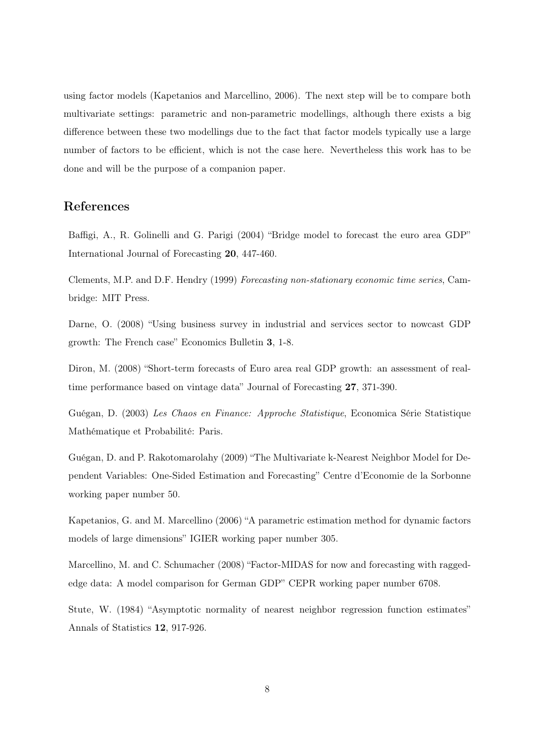using factor models (Kapetanios and Marcellino, 2006). The next step will be to compare both multivariate settings: parametric and non-parametric modellings, although there exists a big difference between these two modellings due to the fact that factor models typically use a large number of factors to be efficient, which is not the case here. Nevertheless this work has to be done and will be the purpose of a companion paper.

## References

Baffigi, A., R. Golinelli and G. Parigi (2004) "Bridge model to forecast the euro area GDP" International Journal of Forecasting **20**, 447-460.

Clements, M.P. and D.F. Hendry (1999) *Forecasting non-stationary economic time series*, Cambridge: MIT Press.

Darne, O. (2008) "Using business survey in industrial and services sector to nowcast GDP growth: The French case" Economics Bulletin **3**, 1-8.

Diron, M. (2008) "Short-term forecasts of Euro area real GDP growth: an assessment of real-time performance based on vintage data" Journal of Forecasting **27**, 371-390.

Guégan, D. (2003) *Les Chaos en Finance: Approche Statistique*, Economica Série Statistique Mathématique et Probabilité: Paris.

Guégan, D. and P. Rakotomarolahy (2009) "The Multivariate k-Nearest Neighbor Model for Dependent Variables: One-Sided Estimation and Forecasting" Centre d'Economie de la Sorbonne working paper number 50.

Kapetanios, G. and M. Marcellino (2006) "A parametric estimation method for dynamic factors models of large dimensions" IGIER working paper number 305.

Marcellino, M. and C. Schumacher (2008) "Factor-MIDAS for now and forecasting with ragged-edge data: A model comparison for German GDP" CEPR working paper number 6708.

Stute, W. (1984) "Asymptotic normality of nearest neighbor regression function estimates" Annals of Statistics **12**, 917-926.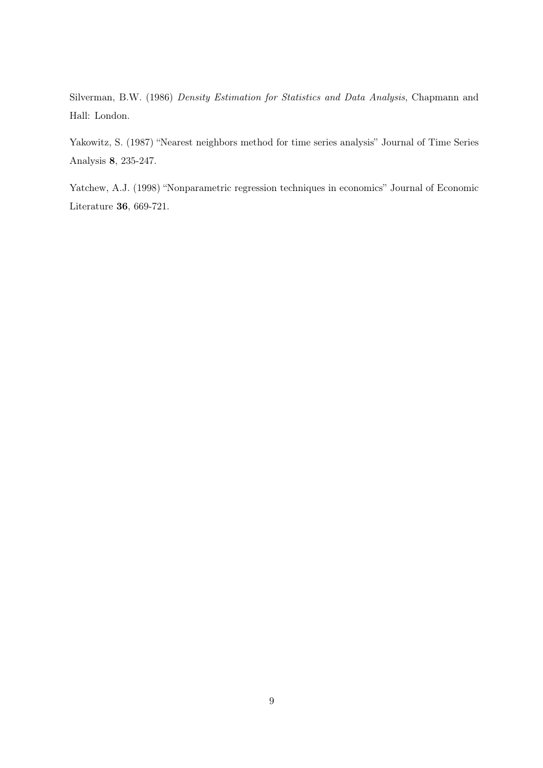Silverman, B.W. (1986) *Density Estimation for Statistics and Data Analysis*, Chapmann and Hall: London.

Yakowitz, S. (1987) "Nearest neighbors method for time series analysis" Journal of Time Series Analysis **8**, 235-247.

Yatchew, A.J. (1998) "Nonparametric regression techniques in economics" Journal of Economic Literature **36**, 669-721.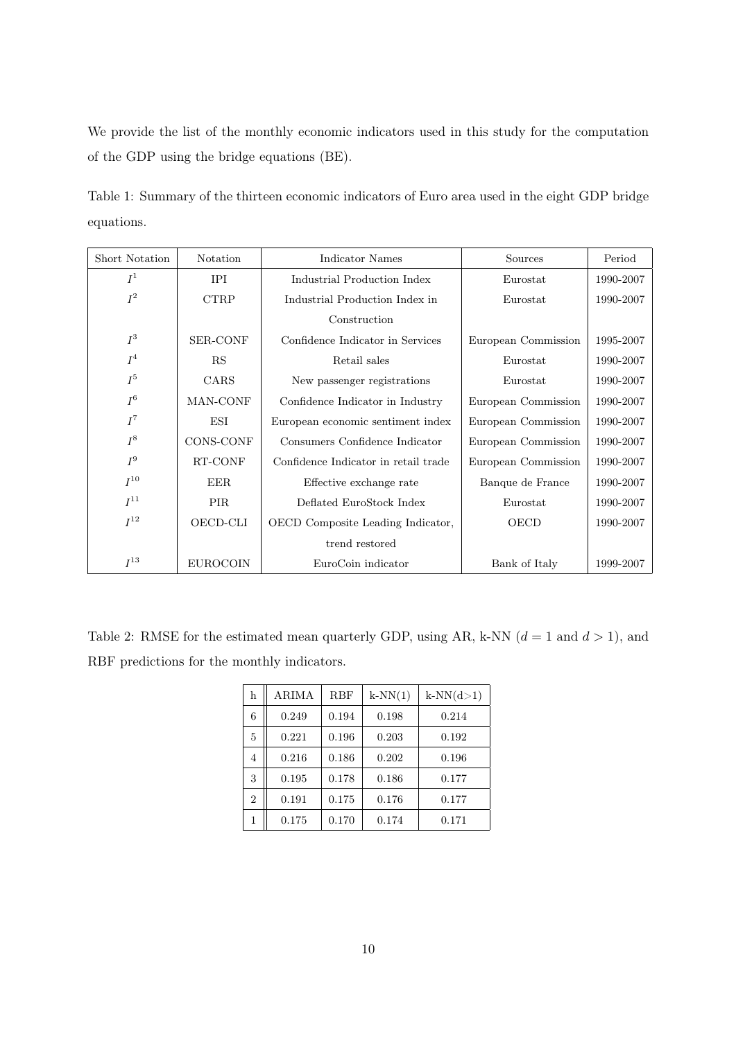We provide the list of the monthly economic indicators used in this study for the computation of the GDP using the bridge equations (BE).

Table 1: Summary of the thirteen economic indicators of Euro area used in the eight GDP bridge equations.

| Short Notation | Notation | Indicator Names | Sources | Period |
|---|---|---|---|---|
| $I^1$ | IPI | Industrial Production Index | Eurostat | 1990-2007 |
| $I^2$ | CTRP | Industrial Production Index in Construction | Eurostat | 1990-2007 |
| $I^3$ | SER-CONF | Confidence Indicator in Services | European Commission | 1995-2007 |
| $I^4$ | RS | Retail sales | Eurostat | 1990-2007 |
| $I^5$ | CARS | New passenger registrations | Eurostat | 1990-2007 |
| $I^6$ | MAN-CONF | Confidence Indicator in Industry | European Commission | 1990-2007 |
| $I^7$ | ESI | European economic sentiment index | European Commission | 1990-2007 |
| $I^8$ | CONS-CONF | Consumers Confidence Indicator | European Commission | 1990-2007 |
| $I^9$ | RT-CONF | Confidence Indicator in retail trade | European Commission | 1990-2007 |
| $I^{10}$ | EER | Effective exchange rate | Banque de France | 1990-2007 |
| $I^{11}$ | PIR | Deflated EuroStock Index | Eurostat | 1990-2007 |
| $I^{12}$ | OECD-CLI | OECD Composite Leading Indicator, trend restored | OECD | 1990-2007 |
| $I^{13}$ | EUROCOIN | EuroCoin indicator | Bank of Italy | 1999-2007 |

Table 2: RMSE for the estimated mean quarterly GDP, using AR, k-NN ($d = 1$ and $d > 1$), and RBF predictions for the monthly indicators.

| h | ARIMA | RBF | k-NN(1) | k-NN(d>1) |
|---|---|---|---|---|
| 6 | 0.249 | 0.194 | 0.198 | 0.214 |
| 5 | 0.221 | 0.196 | 0.203 | 0.192 |
| 4 | 0.216 | 0.186 | 0.202 | 0.196 |
| 3 | 0.195 | 0.178 | 0.186 | 0.177 |
| 2 | 0.191 | 0.175 | 0.176 | 0.177 |
| 1 | 0.175 | 0.170 | 0.174 | 0.171 |